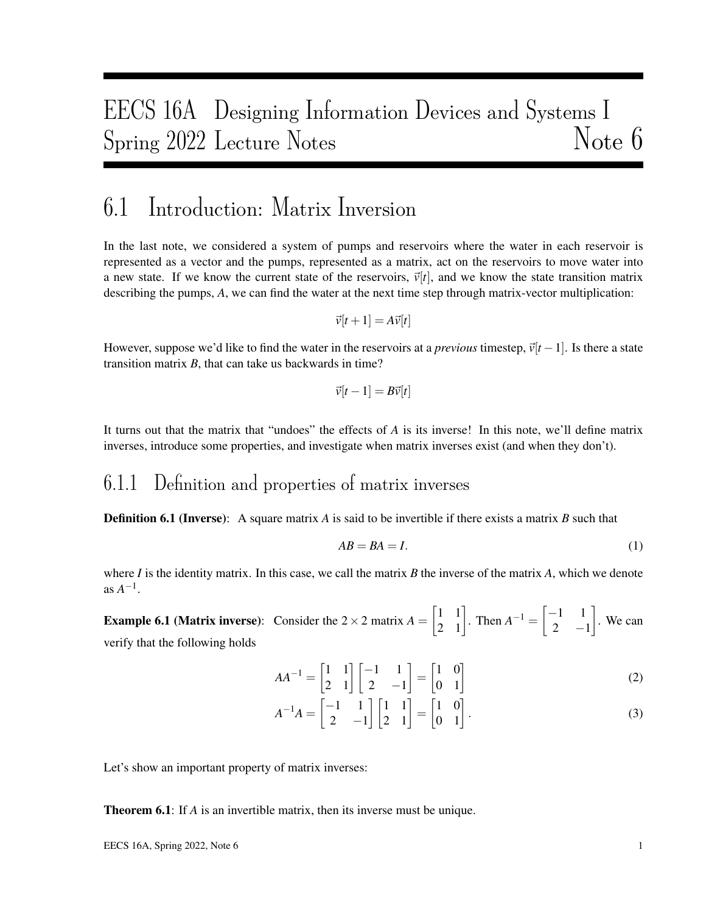# EECS 16A Designing Information Devices and Systems I
# Spring 2022 Lecture Notes — Note 6

## 6.1 Introduction: Matrix Inversion

In the last note, we considered a system of pumps and reservoirs where the water in each reservoir is represented as a vector and the pumps, represented as a matrix, act on the reservoirs to move water into a new state. If we know the current state of the reservoirs, $\vec{v}[t]$, and we know the state transition matrix describing the pumps, $A$, we can find the water at the next time step through matrix-vector multiplication:

$$\vec{v}[t+1] = A\vec{v}[t]$$

However, suppose we'd like to find the water in the reservoirs at a *previous* timestep, $\vec{v}[t-1]$. Is there a state transition matrix $B$, that can take us backwards in time?

$$\vec{v}[t-1] = B\vec{v}[t]$$

It turns out that the matrix that "undoes" the effects of $A$ is its inverse! In this note, we'll define matrix inverses, introduce some properties, and investigate when matrix inverses exist (and when they don't).

### 6.1.1 Definition and properties of matrix inverses

**Definition 6.1 (Inverse)**: A square matrix $A$ is said to be invertible if there exists a matrix $B$ such that

$$AB = BA = I. \tag{1}$$

where $I$ is the identity matrix. In this case, we call the matrix $B$ the inverse of the matrix $A$, which we denote as $A^{-1}$.

**Example 6.1 (Matrix inverse)**: Consider the $2 \times 2$ matrix $A = \begin{bmatrix} 1 & 1 \\ 2 & 1 \end{bmatrix}$. Then $A^{-1} = \begin{bmatrix} -1 & 1 \\ 2 & -1 \end{bmatrix}$. We can verify that the following holds

$$AA^{-1} = \begin{bmatrix} 1 & 1 \\ 2 & 1 \end{bmatrix} \begin{bmatrix} -1 & 1 \\ 2 & -1 \end{bmatrix} = \begin{bmatrix} 1 & 0 \\ 0 & 1 \end{bmatrix} \tag{2}$$

$$A^{-1}A = \begin{bmatrix} -1 & 1 \\ 2 & -1 \end{bmatrix} \begin{bmatrix} 1 & 1 \\ 2 & 1 \end{bmatrix} = \begin{bmatrix} 1 & 0 \\ 0 & 1 \end{bmatrix}. \tag{3}$$

Let's show an important property of matrix inverses:

**Theorem 6.1**: If $A$ is an invertible matrix, then its inverse must be unique.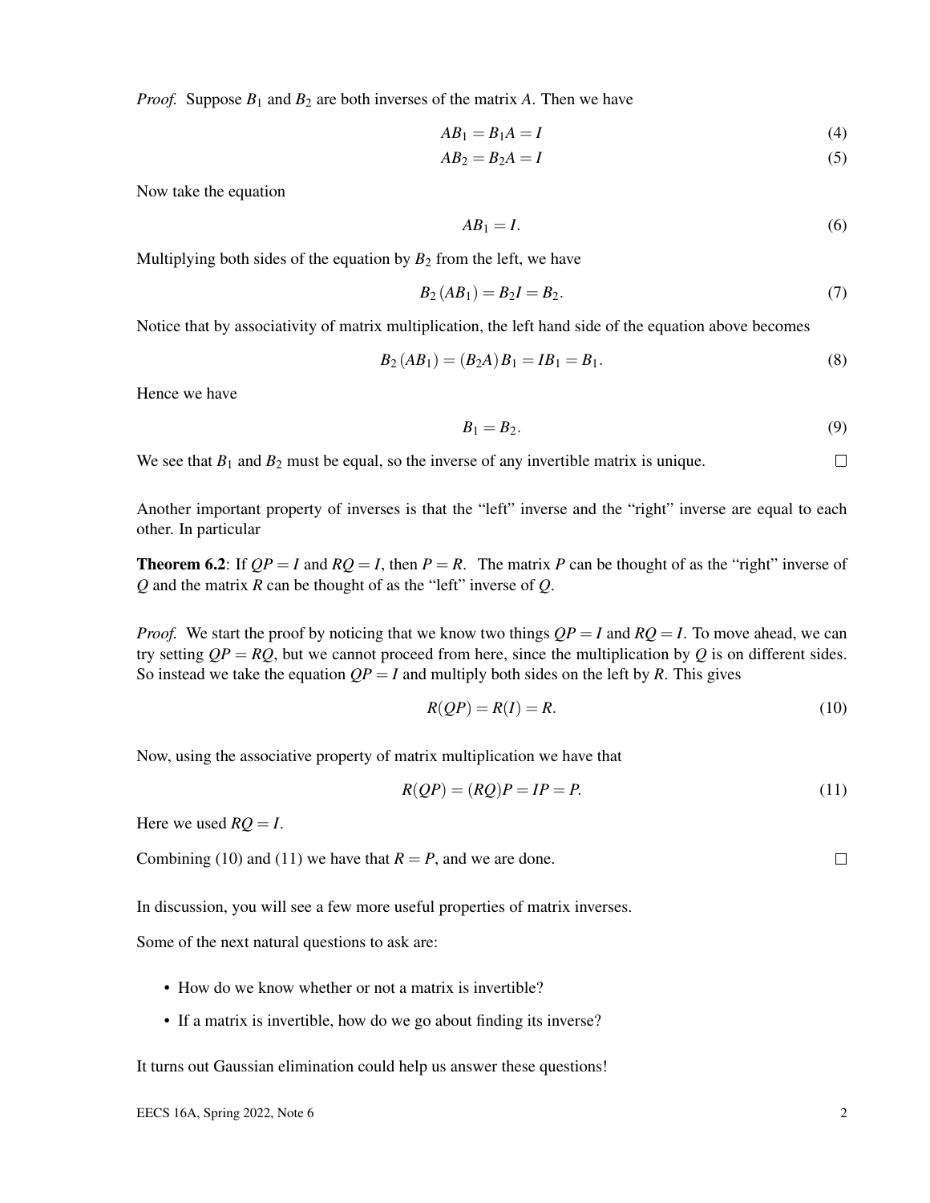*Proof.* Suppose $B_1$ and $B_2$ are both inverses of the matrix $A$. Then we have

$$AB_1 = B_1 A = I \tag{4}$$

$$AB_2 = B_2 A = I \tag{5}$$

Now take the equation

$$AB_1 = I. \tag{6}$$

Multiplying both sides of the equation by $B_2$ from the left, we have

$$B_2 (AB_1) = B_2 I = B_2. \tag{7}$$

Notice that by associativity of matrix multiplication, the left hand side of the equation above becomes

$$B_2 (AB_1) = (B_2 A) B_1 = I B_1 = B_1. \tag{8}$$

Hence we have

$$B_1 = B_2. \tag{9}$$

We see that $B_1$ and $B_2$ must be equal, so the inverse of any invertible matrix is unique. □

Another important property of inverses is that the "left" inverse and the "right" inverse are equal to each other. In particular

**Theorem 6.2**: If $QP = I$ and $RQ = I$, then $P = R$. The matrix $P$ can be thought of as the "right" inverse of $Q$ and the matrix $R$ can be thought of as the "left" inverse of $Q$.

*Proof.* We start the proof by noticing that we know two things $QP = I$ and $RQ = I$. To move ahead, we can try setting $QP = RQ$, but we cannot proceed from here, since the multiplication by $Q$ is on different sides. So instead we take the equation $QP = I$ and multiply both sides on the left by $R$. This gives

$$R(QP) = R(I) = R. \tag{10}$$

Now, using the associative property of matrix multiplication we have that

$$R(QP) = (RQ)P = IP = P. \tag{11}$$

Here we used $RQ = I$.

Combining (10) and (11) we have that $R = P$, and we are done. □

In discussion, you will see a few more useful properties of matrix inverses.

Some of the next natural questions to ask are:

- How do we know whether or not a matrix is invertible?
- If a matrix is invertible, how do we go about finding its inverse?

It turns out Gaussian elimination could help us answer these questions!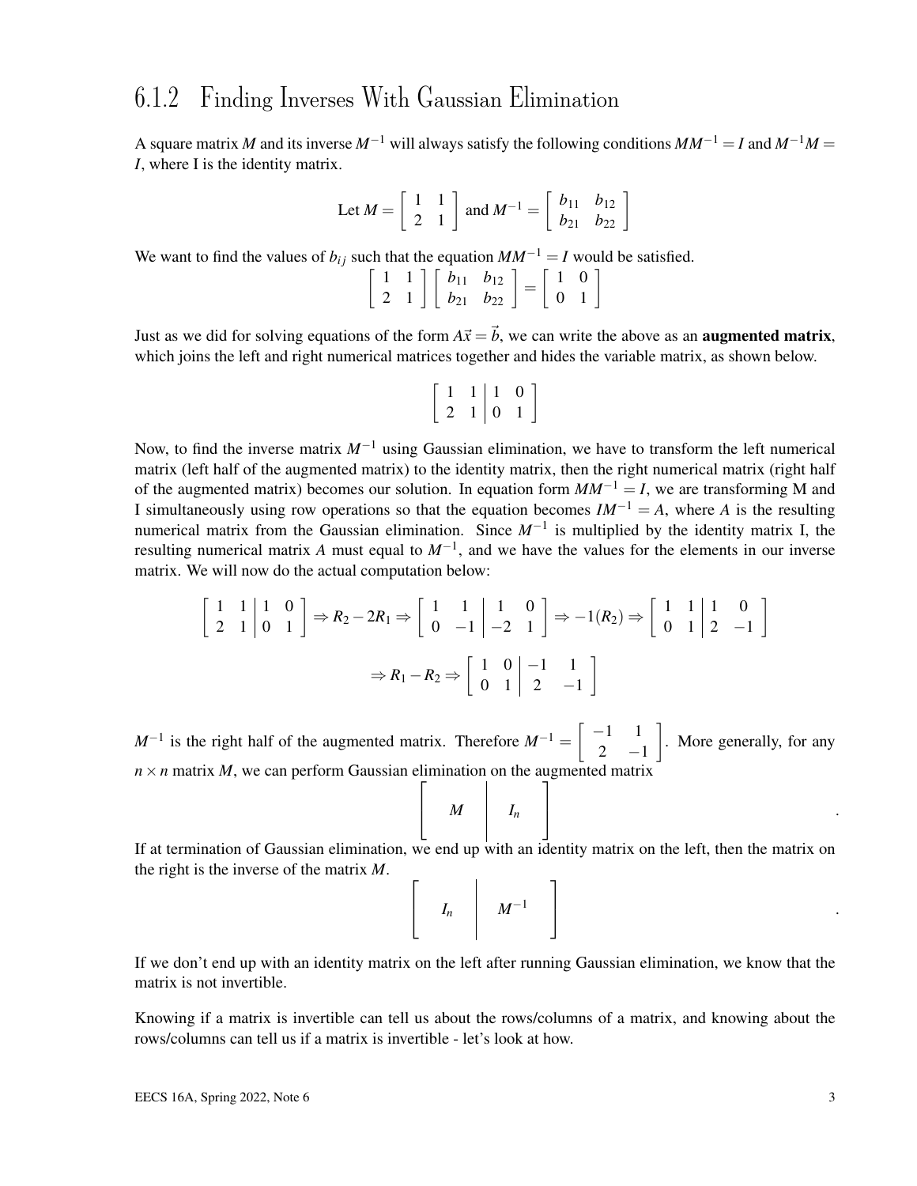### 6.1.2 Finding Inverses With Gaussian Elimination

A square matrix $M$ and its inverse $M^{-1}$ will always satisfy the following conditions $MM^{-1} = I$ and $M^{-1}M = I$, where I is the identity matrix.

$$\text{Let } M = \begin{bmatrix} 1 & 1 \\ 2 & 1 \end{bmatrix} \text{ and } M^{-1} = \begin{bmatrix} b_{11} & b_{12} \\ b_{21} & b_{22} \end{bmatrix}$$

We want to find the values of $b_{ij}$ such that the equation $MM^{-1} = I$ would be satisfied.

$$\begin{bmatrix} 1 & 1 \\ 2 & 1 \end{bmatrix} \begin{bmatrix} b_{11} & b_{12} \\ b_{21} & b_{22} \end{bmatrix} = \begin{bmatrix} 1 & 0 \\ 0 & 1 \end{bmatrix}$$

Just as we did for solving equations of the form $A\vec{x} = \vec{b}$, we can write the above as an **augmented matrix**, which joins the left and right numerical matrices together and hides the variable matrix, as shown below.

$$\left[\begin{array}{cc|cc} 1 & 1 & 1 & 0 \\ 2 & 1 & 0 & 1 \end{array}\right]$$

Now, to find the inverse matrix $M^{-1}$ using Gaussian elimination, we have to transform the left numerical matrix (left half of the augmented matrix) to the identity matrix, then the right numerical matrix (right half of the augmented matrix) becomes our solution. In equation form $MM^{-1} = I$, we are transforming M and I simultaneously using row operations so that the equation becomes $IM^{-1} = A$, where $A$ is the resulting numerical matrix from the Gaussian elimination. Since $M^{-1}$ is multiplied by the identity matrix I, the resulting numerical matrix $A$ must equal to $M^{-1}$, and we have the values for the elements in our inverse matrix. We will now do the actual computation below:

$$\left[\begin{array}{cc|cc} 1 & 1 & 1 & 0 \\ 2 & 1 & 0 & 1 \end{array}\right] \Rightarrow R_2 - 2R_1 \Rightarrow \left[\begin{array}{cc|cc} 1 & 1 & 1 & 0 \\ 0 & -1 & -2 & 1 \end{array}\right] \Rightarrow -1(R_2) \Rightarrow \left[\begin{array}{cc|cc} 1 & 1 & 1 & 0 \\ 0 & 1 & 2 & -1 \end{array}\right]$$

$$\Rightarrow R_1 - R_2 \Rightarrow \left[\begin{array}{cc|cc} 1 & 0 & -1 & 1 \\ 0 & 1 & 2 & -1 \end{array}\right]$$

$M^{-1}$ is the right half of the augmented matrix. Therefore $M^{-1} = \begin{bmatrix} -1 & 1 \\ 2 & -1 \end{bmatrix}$. More generally, for any $n \times n$ matrix $M$, we can perform Gaussian elimination on the augmented matrix

$$\left[\begin{array}{c|c} M & I_n \end{array}\right].$$

If at termination of Gaussian elimination, we end up with an identity matrix on the left, then the matrix on the right is the inverse of the matrix $M$.

$$\left[\begin{array}{c|c} I_n & M^{-1} \end{array}\right].$$

If we don't end up with an identity matrix on the left after running Gaussian elimination, we know that the matrix is not invertible.

Knowing if a matrix is invertible can tell us about the rows/columns of a matrix, and knowing about the rows/columns can tell us if a matrix is invertible - let's look at how.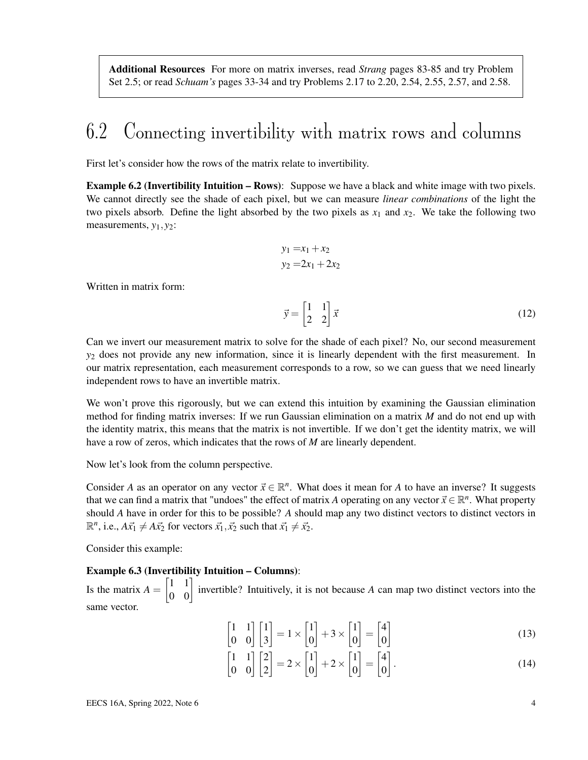> **Additional Resources** For more on matrix inverses, read *Strang* pages 83-85 and try Problem Set 2.5; or read *Schuam's* pages 33-34 and try Problems 2.17 to 2.20, 2.54, 2.55, 2.57, and 2.58.

## 6.2 Connecting invertibility with matrix rows and columns

First let's consider how the rows of the matrix relate to invertibility.

**Example 6.2 (Invertibility Intuition – Rows)**: Suppose we have a black and white image with two pixels. We cannot directly see the shade of each pixel, but we can measure *linear combinations* of the light the two pixels absorb. Define the light absorbed by the two pixels as $x_1$ and $x_2$. We take the following two measurements, $y_1, y_2$:

$$
\begin{aligned}
y_1 &= x_1 + x_2 \\
y_2 &= 2x_1 + 2x_2
\end{aligned}
$$

Written in matrix form:

$$
\vec{y} = \begin{bmatrix} 1 & 1 \\ 2 & 2 \end{bmatrix} \vec{x} \tag{12}
$$

Can we invert our measurement matrix to solve for the shade of each pixel? No, our second measurement $y_2$ does not provide any new information, since it is linearly dependent with the first measurement. In our matrix representation, each measurement corresponds to a row, so we can guess that we need linearly independent rows to have an invertible matrix.

We won't prove this rigorously, but we can extend this intuition by examining the Gaussian elimination method for finding matrix inverses: If we run Gaussian elimination on a matrix $M$ and do not end up with the identity matrix, this means that the matrix is not invertible. If we don't get the identity matrix, we will have a row of zeros, which indicates that the rows of $M$ are linearly dependent.

Now let's look from the column perspective.

Consider $A$ as an operator on any vector $\vec{x} \in \mathbb{R}^n$. What does it mean for $A$ to have an inverse? It suggests that we can find a matrix that "undoes" the effect of matrix $A$ operating on any vector $\vec{x} \in \mathbb{R}^n$. What property should $A$ have in order for this to be possible? $A$ should map any two distinct vectors to distinct vectors in $\mathbb{R}^n$, i.e., $A\vec{x}_1 \neq A\vec{x}_2$ for vectors $\vec{x}_1, \vec{x}_2$ such that $\vec{x}_1 \neq \vec{x}_2$.

Consider this example:

**Example 6.3 (Invertibility Intuition – Columns)**:

Is the matrix $A = \begin{bmatrix} 1 & 1 \\ 0 & 0 \end{bmatrix}$ invertible? Intuitively, it is not because $A$ can map two distinct vectors into the same vector.

$$
\begin{bmatrix} 1 & 1 \\ 0 & 0 \end{bmatrix} \begin{bmatrix} 1 \\ 3 \end{bmatrix} = 1 \times \begin{bmatrix} 1 \\ 0 \end{bmatrix} + 3 \times \begin{bmatrix} 1 \\ 0 \end{bmatrix} = \begin{bmatrix} 4 \\ 0 \end{bmatrix} \tag{13}
$$

$$
\begin{bmatrix} 1 & 1 \\ 0 & 0 \end{bmatrix} \begin{bmatrix} 2 \\ 2 \end{bmatrix} = 2 \times \begin{bmatrix} 1 \\ 0 \end{bmatrix} + 2 \times \begin{bmatrix} 1 \\ 0 \end{bmatrix} = \begin{bmatrix} 4 \\ 0 \end{bmatrix}. \tag{14}
$$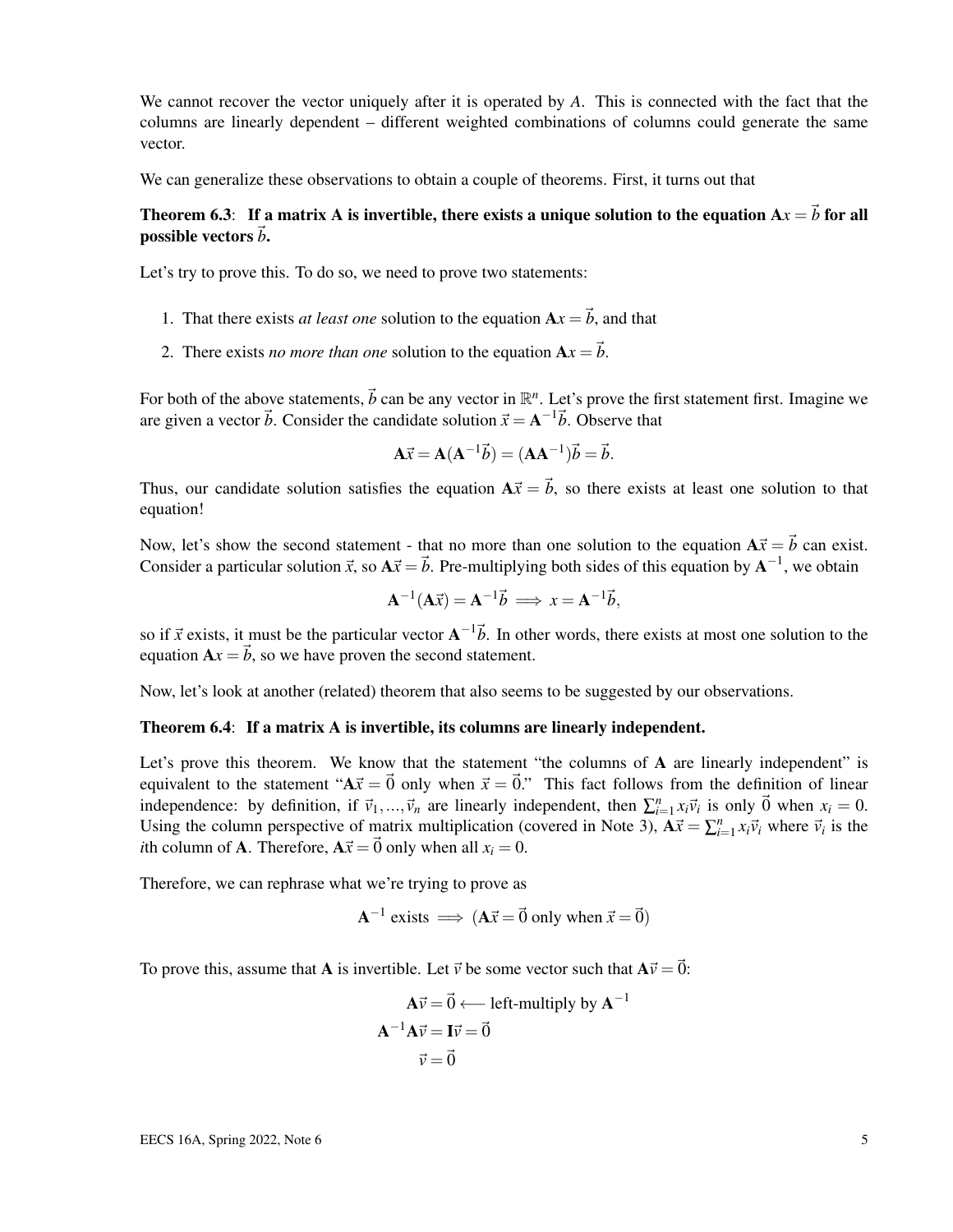We cannot recover the vector uniquely after it is operated by $A$. This is connected with the fact that the columns are linearly dependent – different weighted combinations of columns could generate the same vector.

We can generalize these observations to obtain a couple of theorems. First, it turns out that

**Theorem 6.3**: **If a matrix A is invertible, there exists a unique solution to the equation $\mathbf{A}x = \vec{b}$ for all possible vectors $\vec{b}$.**

Let's try to prove this. To do so, we need to prove two statements:

1. That there exists *at least one* solution to the equation $\mathbf{A}x = \vec{b}$, and that
2. There exists *no more than one* solution to the equation $\mathbf{A}x = \vec{b}$.

For both of the above statements, $\vec{b}$ can be any vector in $\mathbb{R}^n$. Let's prove the first statement first. Imagine we are given a vector $\vec{b}$. Consider the candidate solution $\vec{x} = \mathbf{A}^{-1}\vec{b}$. Observe that

$$\mathbf{A}\vec{x} = \mathbf{A}(\mathbf{A}^{-1}\vec{b}) = (\mathbf{A}\mathbf{A}^{-1})\vec{b} = \vec{b}.$$

Thus, our candidate solution satisfies the equation $\mathbf{A}\vec{x} = \vec{b}$, so there exists at least one solution to that equation!

Now, let's show the second statement - that no more than one solution to the equation $\mathbf{A}\vec{x} = \vec{b}$ can exist. Consider a particular solution $\vec{x}$, so $\mathbf{A}\vec{x} = \vec{b}$. Pre-multiplying both sides of this equation by $\mathbf{A}^{-1}$, we obtain

$$\mathbf{A}^{-1}(\mathbf{A}\vec{x}) = \mathbf{A}^{-1}\vec{b} \implies x = \mathbf{A}^{-1}\vec{b},$$

so if $\vec{x}$ exists, it must be the particular vector $\mathbf{A}^{-1}\vec{b}$. In other words, there exists at most one solution to the equation $\mathbf{A}x = \vec{b}$, so we have proven the second statement.

Now, let's look at another (related) theorem that also seems to be suggested by our observations.

**Theorem 6.4**: **If a matrix A is invertible, its columns are linearly independent.**

Let's prove this theorem. We know that the statement "the columns of $\mathbf{A}$ are linearly independent" is equivalent to the statement "$\mathbf{A}\vec{x} = \vec{0}$ only when $\vec{x} = \vec{0}$." This fact follows from the definition of linear independence: by definition, if $\vec{v}_1, ..., \vec{v}_n$ are linearly independent, then $\sum_{i=1}^{n} x_i \vec{v}_i$ is only $\vec{0}$ when $x_i = 0$. Using the column perspective of matrix multiplication (covered in Note 3), $\mathbf{A}\vec{x} = \sum_{i=1}^{n} x_i \vec{v}_i$ where $\vec{v}_i$ is the $i$th column of $\mathbf{A}$. Therefore, $\mathbf{A}\vec{x} = \vec{0}$ only when all $x_i = 0$.

Therefore, we can rephrase what we're trying to prove as

$$\mathbf{A}^{-1} \text{ exists} \implies (\mathbf{A}\vec{x} = \vec{0} \text{ only when } \vec{x} = \vec{0})$$

To prove this, assume that $\mathbf{A}$ is invertible. Let $\vec{v}$ be some vector such that $\mathbf{A}\vec{v} = \vec{0}$:

$$\begin{aligned}
\mathbf{A}\vec{v} &= \vec{0} \longleftarrow \text{left-multiply by } \mathbf{A}^{-1} \\
\mathbf{A}^{-1}\mathbf{A}\vec{v} &= \mathbf{I}\vec{v} = \vec{0} \\
\vec{v} &= \vec{0}
\end{aligned}$$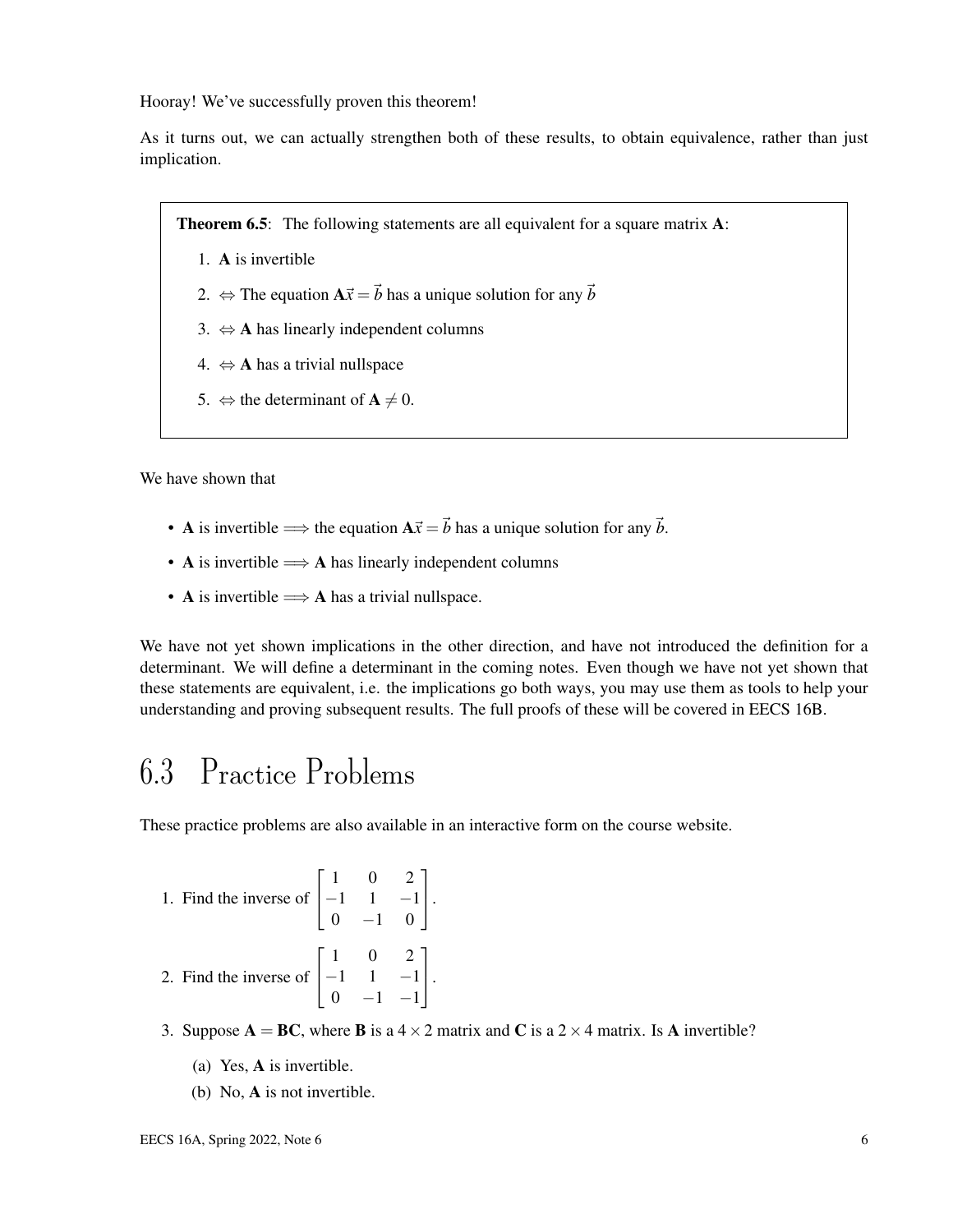Hooray! We've successfully proven this theorem!

As it turns out, we can actually strengthen both of these results, to obtain equivalence, rather than just implication.

> **Theorem 6.5**: The following statements are all equivalent for a square matrix $\mathbf{A}$:
>
> 1. $\mathbf{A}$ is invertible
> 2. $\Leftrightarrow$ The equation $\mathbf{A}\vec{x} = \vec{b}$ has a unique solution for any $\vec{b}$
> 3. $\Leftrightarrow$ $\mathbf{A}$ has linearly independent columns
> 4. $\Leftrightarrow$ $\mathbf{A}$ has a trivial nullspace
> 5. $\Leftrightarrow$ the determinant of $\mathbf{A} \neq 0$.

We have shown that

- $\mathbf{A}$ is invertible $\Longrightarrow$ the equation $\mathbf{A}\vec{x} = \vec{b}$ has a unique solution for any $\vec{b}$.
- $\mathbf{A}$ is invertible $\Longrightarrow$ $\mathbf{A}$ has linearly independent columns
- $\mathbf{A}$ is invertible $\Longrightarrow$ $\mathbf{A}$ has a trivial nullspace.

We have not yet shown implications in the other direction, and have not introduced the definition for a determinant. We will define a determinant in the coming notes. Even though we have not yet shown that these statements are equivalent, i.e. the implications go both ways, you may use them as tools to help your understanding and proving subsequent results. The full proofs of these will be covered in EECS 16B.

# 6.3 Practice Problems

These practice problems are also available in an interactive form on the course website.

1. Find the inverse of $\begin{bmatrix} 1 & 0 & 2 \\ -1 & 1 & -1 \\ 0 & -1 & 0 \end{bmatrix}$.

2. Find the inverse of $\begin{bmatrix} 1 & 0 & 2 \\ -1 & 1 & -1 \\ 0 & -1 & -1 \end{bmatrix}$.

3. Suppose $\mathbf{A} = \mathbf{BC}$, where $\mathbf{B}$ is a $4 \times 2$ matrix and $\mathbf{C}$ is a $2 \times 4$ matrix. Is $\mathbf{A}$ invertible?

   (a) Yes, $\mathbf{A}$ is invertible.

   (b) No, $\mathbf{A}$ is not invertible.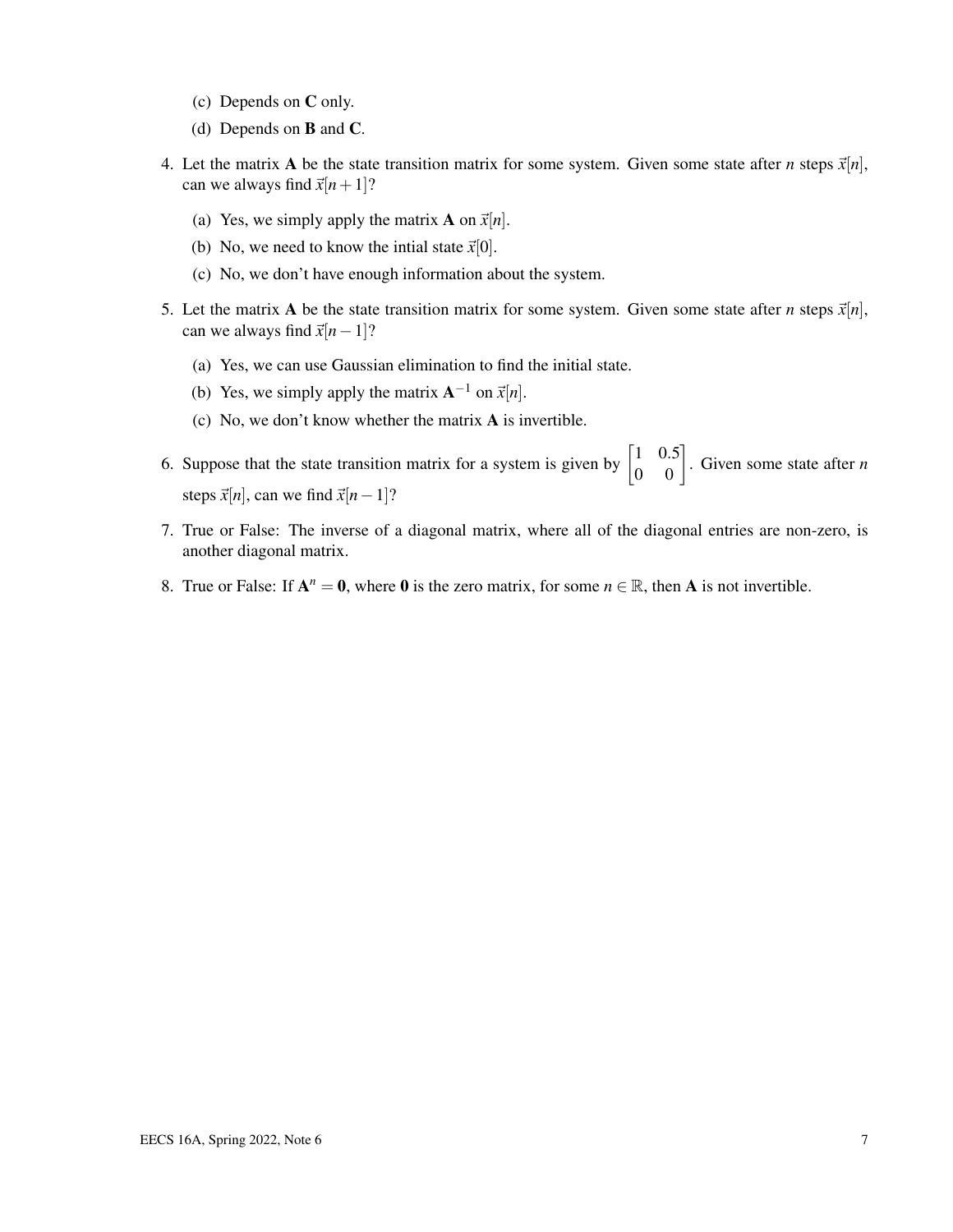(c) Depends on **C** only.

(d) Depends on **B** and **C**.

4. Let the matrix **A** be the state transition matrix for some system. Given some state after $n$ steps $\vec{x}[n]$, can we always find $\vec{x}[n+1]$?

   (a) Yes, we simply apply the matrix **A** on $\vec{x}[n]$.

   (b) No, we need to know the intial state $\vec{x}[0]$.

   (c) No, we don't have enough information about the system.

5. Let the matrix **A** be the state transition matrix for some system. Given some state after $n$ steps $\vec{x}[n]$, can we always find $\vec{x}[n-1]$?

   (a) Yes, we can use Gaussian elimination to find the initial state.

   (b) Yes, we simply apply the matrix $\mathbf{A}^{-1}$ on $\vec{x}[n]$.

   (c) No, we don't know whether the matrix **A** is invertible.

6. Suppose that the state transition matrix for a system is given by $\begin{bmatrix} 1 & 0.5 \\ 0 & 0 \end{bmatrix}$. Given some state after $n$ steps $\vec{x}[n]$, can we find $\vec{x}[n-1]$?

7. True or False: The inverse of a diagonal matrix, where all of the diagonal entries are non-zero, is another diagonal matrix.

8. True or False: If $\mathbf{A}^n = \mathbf{0}$, where $\mathbf{0}$ is the zero matrix, for some $n \in \mathbb{R}$, then **A** is not invertible.